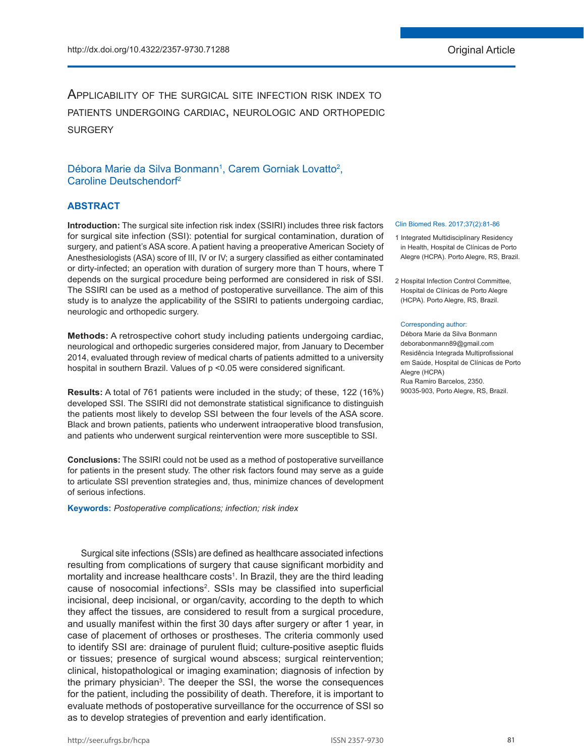http://dx.doi.org/10.4322/2357-9730.71288

Original Article

# Applicability of the surgical site infection risk index to patients undergoing cardiac, neurologic and orthopedic surgery

Débora Marie da Silva Bonmann[1], Carem Gorniak Lovatto[2], Caroline Deutschendorf[2]

## ABSTRACT

**Introduction:** The surgical site infection risk index (SSIRI) includes three risk factors for surgical site infection (SSI): potential for surgical contamination, duration of surgery, and patient's ASA score. A patient having a preoperative American Society of Anesthesiologists (ASA) score of III, IV or IV; a surgery classified as either contaminated or dirty-infected; an operation with duration of surgery more than T hours, where T depends on the surgical procedure being performed are considered in risk of SSI. The SSIRI can be used as a method of postoperative surveillance. The aim of this study is to analyze the applicability of the SSIRI to patients undergoing cardiac, neurologic and orthopedic surgery.

**Methods:** A retrospective cohort study including patients undergoing cardiac, neurological and orthopedic surgeries considered major, from January to December 2014, evaluated through review of medical charts of patients admitted to a university hospital in southern Brazil. Values of p <0.05 were considered significant.

**Results:** A total of 761 patients were included in the study; of these, 122 (16%) developed SSI. The SSIRI did not demonstrate statistical significance to distinguish the patients most likely to develop SSI between the four levels of the ASA score. Black and brown patients, patients who underwent intraoperative blood transfusion, and patients who underwent surgical reintervention were more susceptible to SSI.

**Conclusions:** The SSIRI could not be used as a method of postoperative surveillance for patients in the present study. The other risk factors found may serve as a guide to articulate SSI prevention strategies and, thus, minimize chances of development of serious infections.

**Keywords:** *Postoperative complications; infection; risk index*

Clin Biomed Res. 2017;37(2):81-86

1 Integrated Multidisciplinary Residency in Health, Hospital de Clínicas de Porto Alegre (HCPA). Porto Alegre, RS, Brazil.

2 Hospital Infection Control Committee, Hospital de Clínicas de Porto Alegre (HCPA). Porto Alegre, RS, Brazil.

Corresponding author:
Débora Marie da Silva Bonmann
deborabonmann89@gmail.com
Residência Integrada Multiprofissional em Saúde, Hospital de Clínicas de Porto Alegre (HCPA)
Rua Ramiro Barcelos, 2350.
90035-903, Porto Alegre, RS, Brazil.

Surgical site infections (SSIs) are defined as healthcare associated infections resulting from complications of surgery that cause significant morbidity and mortality and increase healthcare costs[1]. In Brazil, they are the third leading cause of nosocomial infections[2]. SSIs may be classified into superficial incisional, deep incisional, or organ/cavity, according to the depth to which they affect the tissues, are considered to result from a surgical procedure, and usually manifest within the first 30 days after surgery or after 1 year, in case of placement of orthoses or prostheses. The criteria commonly used to identify SSI are: drainage of purulent fluid; culture-positive aseptic fluids or tissues; presence of surgical wound abscess; surgical reintervention; clinical, histopathological or imaging examination; diagnosis of infection by the primary physician[3]. The deeper the SSI, the worse the consequences for the patient, including the possibility of death. Therefore, it is important to evaluate methods of postoperative surveillance for the occurrence of SSI so as to develop strategies of prevention and early identification.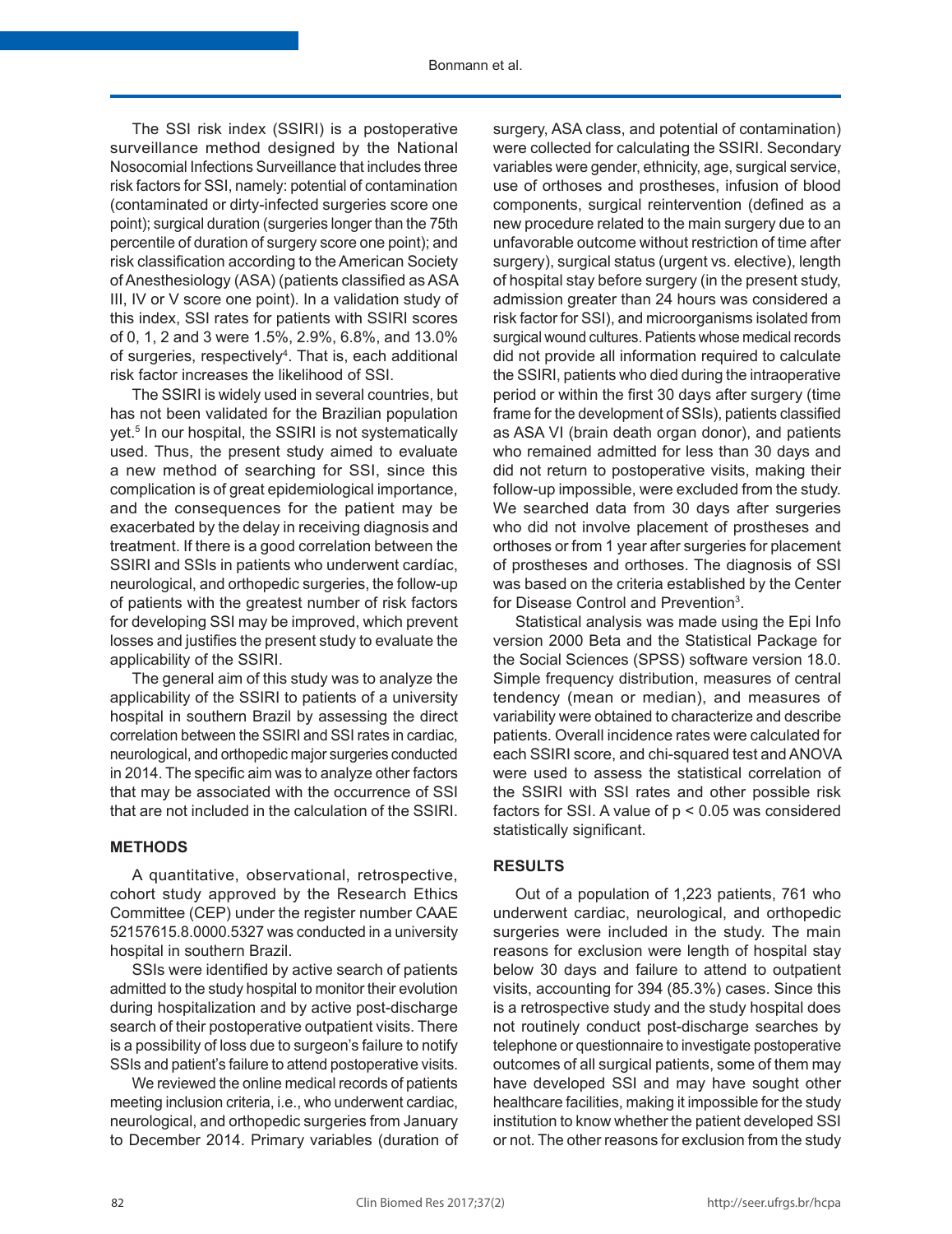The SSI risk index (SSIRI) is a postoperative surveillance method designed by the National Nosocomial Infections Surveillance that includes three risk factors for SSI, namely: potential of contamination (contaminated or dirty-infected surgeries score one point); surgical duration (surgeries longer than the 75th percentile of duration of surgery score one point); and risk classification according to the American Society of Anesthesiology (ASA) (patients classified as ASA III, IV or V score one point). In a validation study of this index, SSI rates for patients with SSIRI scores of 0, 1, 2 and 3 were 1.5%, 2.9%, 6.8%, and 13.0% of surgeries, respectively[4]. That is, each additional risk factor increases the likelihood of SSI.

The SSIRI is widely used in several countries, but has not been validated for the Brazilian population yet.[5] In our hospital, the SSIRI is not systematically used. Thus, the present study aimed to evaluate a new method of searching for SSI, since this complication is of great epidemiological importance, and the consequences for the patient may be exacerbated by the delay in receiving diagnosis and treatment. If there is a good correlation between the SSIRI and SSIs in patients who underwent cardíac, neurological, and orthopedic surgeries, the follow-up of patients with the greatest number of risk factors for developing SSI may be improved, which prevent losses and justifies the present study to evaluate the applicability of the SSIRI.

The general aim of this study was to analyze the applicability of the SSIRI to patients of a university hospital in southern Brazil by assessing the direct correlation between the SSIRI and SSI rates in cardiac, neurological, and orthopedic major surgeries conducted in 2014. The specific aim was to analyze other factors that may be associated with the occurrence of SSI that are not included in the calculation of the SSIRI.

## METHODS

A quantitative, observational, retrospective, cohort study approved by the Research Ethics Committee (CEP) under the register number CAAE 52157615.8.0000.5327 was conducted in a university hospital in southern Brazil.

SSIs were identified by active search of patients admitted to the study hospital to monitor their evolution during hospitalization and by active post-discharge search of their postoperative outpatient visits. There is a possibility of loss due to surgeon's failure to notify SSIs and patient's failure to attend postoperative visits.

We reviewed the online medical records of patients meeting inclusion criteria, i.e., who underwent cardiac, neurological, and orthopedic surgeries from January to December 2014. Primary variables (duration of surgery, ASA class, and potential of contamination) were collected for calculating the SSIRI. Secondary variables were gender, ethnicity, age, surgical service, use of orthoses and prostheses, infusion of blood components, surgical reintervention (defined as a new procedure related to the main surgery due to an unfavorable outcome without restriction of time after surgery), surgical status (urgent vs. elective), length of hospital stay before surgery (in the present study, admission greater than 24 hours was considered a risk factor for SSI), and microorganisms isolated from surgical wound cultures. Patients whose medical records did not provide all information required to calculate the SSIRI, patients who died during the intraoperative period or within the first 30 days after surgery (time frame for the development of SSIs), patients classified as ASA VI (brain death organ donor), and patients who remained admitted for less than 30 days and did not return to postoperative visits, making their follow-up impossible, were excluded from the study. We searched data from 30 days after surgeries who did not involve placement of prostheses and orthoses or from 1 year after surgeries for placement of prostheses and orthoses. The diagnosis of SSI was based on the criteria established by the Center for Disease Control and Prevention[3].

Statistical analysis was made using the Epi Info version 2000 Beta and the Statistical Package for the Social Sciences (SPSS) software version 18.0. Simple frequency distribution, measures of central tendency (mean or median), and measures of variability were obtained to characterize and describe patients. Overall incidence rates were calculated for each SSIRI score, and chi-squared test and ANOVA were used to assess the statistical correlation of the SSIRI with SSI rates and other possible risk factors for SSI. A value of $p < 0.05$ was considered statistically significant.

## RESULTS

Out of a population of 1,223 patients, 761 who underwent cardiac, neurological, and orthopedic surgeries were included in the study. The main reasons for exclusion were length of hospital stay below 30 days and failure to attend to outpatient visits, accounting for 394 (85.3%) cases. Since this is a retrospective study and the study hospital does not routinely conduct post-discharge searches by telephone or questionnaire to investigate postoperative outcomes of all surgical patients, some of them may have developed SSI and may have sought other healthcare facilities, making it impossible for the study institution to know whether the patient developed SSI or not. The other reasons for exclusion from the study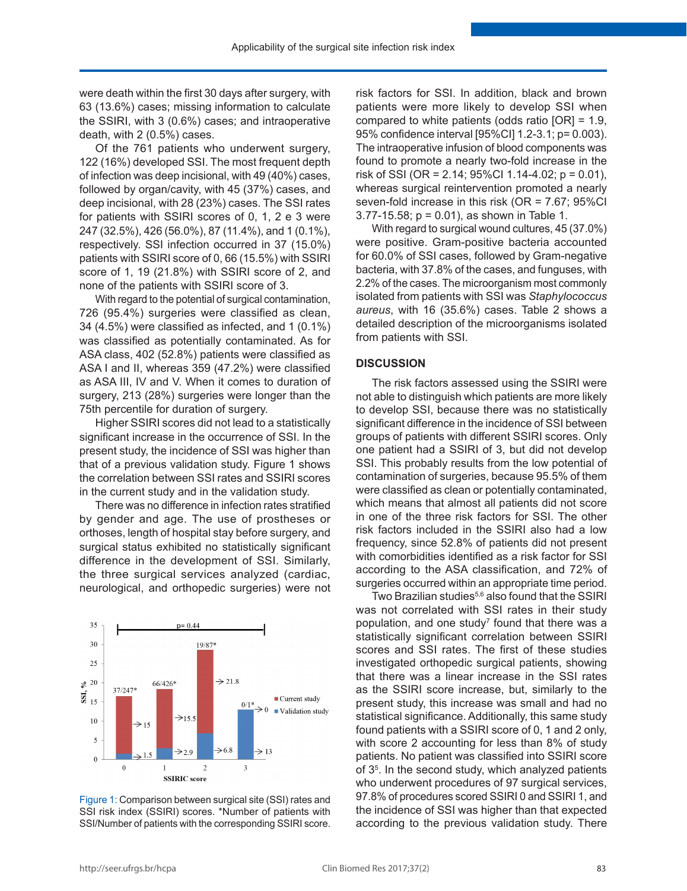were death within the first 30 days after surgery, with 63 (13.6%) cases; missing information to calculate the SSIRI, with 3 (0.6%) cases; and intraoperative death, with 2 (0.5%) cases.

Of the 761 patients who underwent surgery, 122 (16%) developed SSI. The most frequent depth of infection was deep incisional, with 49 (40%) cases, followed by organ/cavity, with 45 (37%) cases, and deep incisional, with 28 (23%) cases. The SSI rates for patients with SSIRI scores of 0, 1, 2 e 3 were 247 (32.5%), 426 (56.0%), 87 (11.4%), and 1 (0.1%), respectively. SSI infection occurred in 37 (15.0%) patients with SSIRI score of 0, 66 (15.5%) with SSIRI score of 1, 19 (21.8%) with SSIRI score of 2, and none of the patients with SSIRI score of 3.

With regard to the potential of surgical contamination, 726 (95.4%) surgeries were classified as clean, 34 (4.5%) were classified as infected, and 1 (0.1%) was classified as potentially contaminated. As for ASA class, 402 (52.8%) patients were classified as ASA I and II, whereas 359 (47.2%) were classified as ASA III, IV and V. When it comes to duration of surgery, 213 (28%) surgeries were longer than the 75th percentile for duration of surgery.

Higher SSIRI scores did not lead to a statistically significant increase in the occurrence of SSI. In the present study, the incidence of SSI was higher than that of a previous validation study. Figure 1 shows the correlation between SSI rates and SSIRI scores in the current study and in the validation study.

There was no difference in infection rates stratified by gender and age. The use of prostheses or orthoses, length of hospital stay before surgery, and surgical status exhibited no statistically significant difference in the development of SSI. Similarly, the three surgical services analyzed (cardiac, neurological, and orthopedic surgeries) were not risk factors for SSI. In addition, black and brown patients were more likely to develop SSI when compared to white patients (odds ratio [OR] = 1.9, 95% confidence interval [95%CI] 1.2-3.1; p= 0.003). The intraoperative infusion of blood components was found to promote a nearly two-fold increase in the risk of SSI (OR = 2.14; 95%CI 1.14-4.02; p = 0.01), whereas surgical reintervention promoted a nearly seven-fold increase in this risk (OR = 7.67; 95%CI 3.77-15.58; p = 0.01), as shown in Table 1.

With regard to surgical wound cultures, 45 (37.0%) were positive. Gram-positive bacteria accounted for 60.0% of SSI cases, followed by Gram-negative bacteria, with 37.8% of the cases, and funguses, with 2.2% of the cases. The microorganism most commonly isolated from patients with SSI was *Staphylococcus aureus*, with 16 (35.6%) cases. Table 2 shows a detailed description of the microorganisms isolated from patients with SSI.

Figure 1: Comparison between surgical site (SSI) rates and SSI risk index (SSIRI) scores. *Number of patients with SSI/Number of patients with the corresponding SSIRI score.

## DISCUSSION

The risk factors assessed using the SSIRI were not able to distinguish which patients are more likely to develop SSI, because there was no statistically significant difference in the incidence of SSI between groups of patients with different SSIRI scores. Only one patient had a SSIRI of 3, but did not develop SSI. This probably results from the low potential of contamination of surgeries, because 95.5% of them were classified as clean or potentially contaminated, which means that almost all patients did not score in one of the three risk factors for SSI. The other risk factors included in the SSIRI also had a low frequency, since 52.8% of patients did not present with comorbidities identified as a risk factor for SSI according to the ASA classification, and 72% of surgeries occurred within an appropriate time period.

Two Brazilian studies[5,6] also found that the SSIRI was not correlated with SSI rates in their study population, and one study[7] found that there was a statistically significant correlation between SSIRI scores and SSI rates. The first of these studies investigated orthopedic surgical patients, showing that there was a linear increase in the SSI rates as the SSIRI score increase, but, similarly to the present study, this increase was small and had no statistical significance. Additionally, this same study found patients with a SSIRI score of 0, 1 and 2 only, with score 2 accounting for less than 8% of study patients. No patient was classified into SSIRI score of 3[5]. In the second study, which analyzed patients who underwent procedures of 97 surgical services, 97.8% of procedures scored SSIRI 0 and SSIRI 1, and the incidence of SSI was higher than that expected according to the previous validation study. There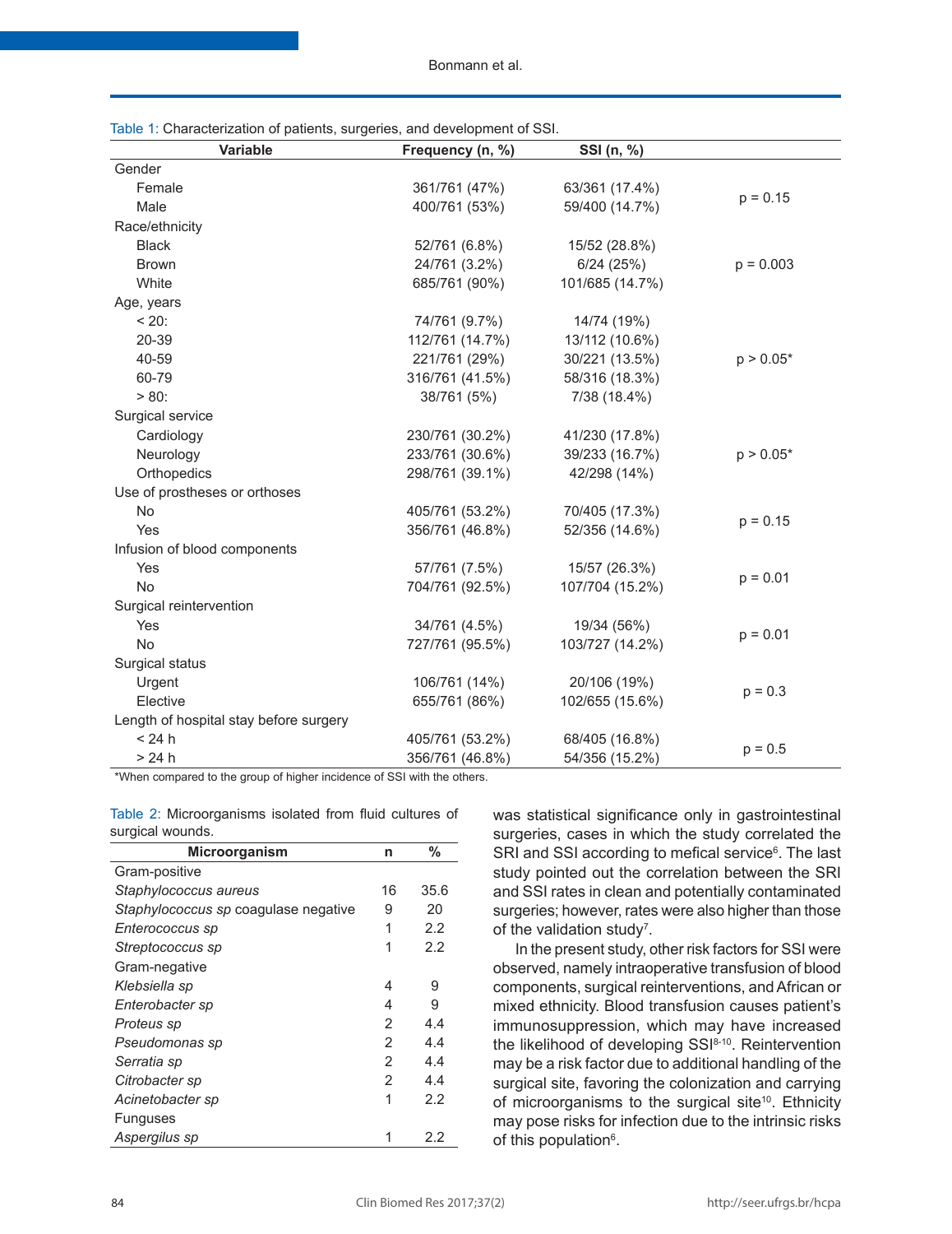Table 1: Characterization of patients, surgeries, and development of SSI.

| Variable | Frequency (n, %) | SSI (n, %) | |
|---|---|---|---|
| Gender | | | |
| Female | 361/761 (47%) | 63/361 (17.4%) | p = 0.15 |
| Male | 400/761 (53%) | 59/400 (14.7%) | |
| Race/ethnicity | | | |
| Black | 52/761 (6.8%) | 15/52 (28.8%) | p = 0.003 |
| Brown | 24/761 (3.2%) | 6/24 (25%) | |
| White | 685/761 (90%) | 101/685 (14.7%) | |
| Age, years | | | |
| < 20: | 74/761 (9.7%) | 14/74 (19%) | p > 0.05* |
| 20-39 | 112/761 (14.7%) | 13/112 (10.6%) | |
| 40-59 | 221/761 (29%) | 30/221 (13.5%) | |
| 60-79 | 316/761 (41.5%) | 58/316 (18.3%) | |
| > 80: | 38/761 (5%) | 7/38 (18.4%) | |
| Surgical service | | | |
| Cardiology | 230/761 (30.2%) | 41/230 (17.8%) | p > 0.05* |
| Neurology | 233/761 (30.6%) | 39/233 (16.7%) | |
| Orthopedics | 298/761 (39.1%) | 42/298 (14%) | |
| Use of prostheses or orthoses | | | |
| No | 405/761 (53.2%) | 70/405 (17.3%) | p = 0.15 |
| Yes | 356/761 (46.8%) | 52/356 (14.6%) | |
| Infusion of blood components | | | |
| Yes | 57/761 (7.5%) | 15/57 (26.3%) | p = 0.01 |
| No | 704/761 (92.5%) | 107/704 (15.2%) | |
| Surgical reintervention | | | |
| Yes | 34/761 (4.5%) | 19/34 (56%) | p = 0.01 |
| No | 727/761 (95.5%) | 103/727 (14.2%) | |
| Surgical status | | | |
| Urgent | 106/761 (14%) | 20/106 (19%) | p = 0.3 |
| Elective | 655/761 (86%) | 102/655 (15.6%) | |
| Length of hospital stay before surgery | | | |
| < 24 h | 405/761 (53.2%) | 68/405 (16.8%) | p = 0.5 |
| > 24 h | 356/761 (46.8%) | 54/356 (15.2%) | |

*When compared to the group of higher incidence of SSI with the others.

Table 2: Microorganisms isolated from fluid cultures of surgical wounds.

| Microorganism | n | % |
|---|---|---|
| Gram-positive | | |
| *Staphylococcus aureus* | 16 | 35.6 |
| *Staphylococcus sp* coagulase negative | 9 | 20 |
| *Enterococcus sp* | 1 | 2.2 |
| *Streptococcus sp* | 1 | 2.2 |
| Gram-negative | | |
| *Klebsiella sp* | 4 | 9 |
| *Enterobacter sp* | 4 | 9 |
| *Proteus sp* | 2 | 4.4 |
| *Pseudomonas sp* | 2 | 4.4 |
| *Serratia sp* | 2 | 4.4 |
| *Citrobacter sp* | 2 | 4.4 |
| *Acinetobacter sp* | 1 | 2.2 |
| Funguses | | |
| *Aspergilus sp* | 1 | 2.2 |

was statistical significance only in gastrointestinal surgeries, cases in which the study correlated the SRI and SSI according to mefical service[6]. The last study pointed out the correlation between the SRI and SSI rates in clean and potentially contaminated surgeries; however, rates were also higher than those of the validation study[7].

In the present study, other risk factors for SSI were observed, namely intraoperative transfusion of blood components, surgical reinterventions, and African or mixed ethnicity. Blood transfusion causes patient's immunosuppression, which may have increased the likelihood of developing SSI[8-10]. Reintervention may be a risk factor due to additional handling of the surgical site, favoring the colonization and carrying of microorganisms to the surgical site[10]. Ethnicity may pose risks for infection due to the intrinsic risks of this population[6].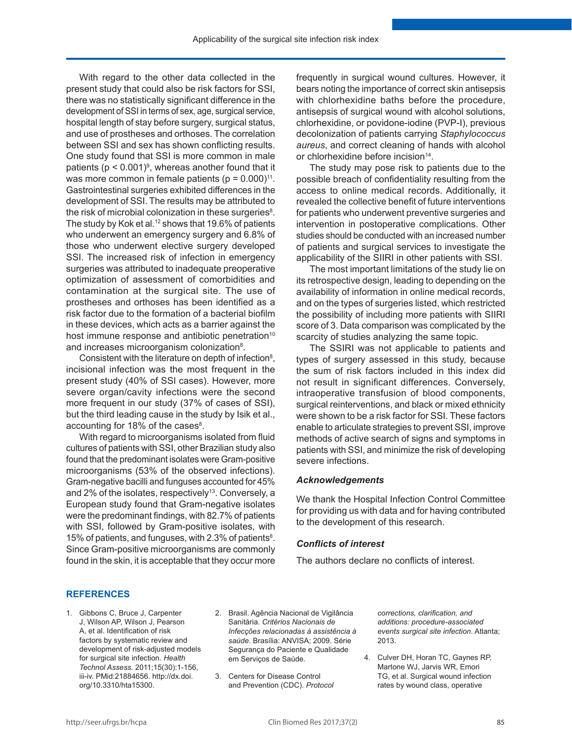With regard to the other data collected in the present study that could also be risk factors for SSI, there was no statistically significant difference in the development of SSI in terms of sex, age, surgical service, hospital length of stay before surgery, surgical status, and use of prostheses and orthoses. The correlation between SSI and sex has shown conflicting results. One study found that SSI is more common in male patients ($p < 0.001$)[9], whereas another found that it was more common in female patients ($p = 0.000$)[11]. Gastrointestinal surgeries exhibited differences in the development of SSI. The results may be attributed to the risk of microbial colonization in these surgeries[8]. The study by Kok et al.[12] shows that 19.6% of patients who underwent an emergency surgery and 6.8% of those who underwent elective surgery developed SSI. The increased risk of infection in emergency surgeries was attributed to inadequate preoperative optimization of assessment of comorbidities and contamination at the surgical site. The use of prostheses and orthoses has been identified as a risk factor due to the formation of a bacterial biofilm in these devices, which acts as a barrier against the host immune response and antibiotic penetration[10] and increases microorganism colonization[8].

Consistent with the literature on depth of infection[8], incisional infection was the most frequent in the present study (40% of SSI cases). However, more severe organ/cavity infections were the second more frequent in our study (37% of cases of SSI), but the third leading cause in the study by Isik et al., accounting for 18% of the cases[8].

With regard to microorganisms isolated from fluid cultures of patients with SSI, other Brazilian study also found that the predominant isolates were Gram-positive microorganisms (53% of the observed infections). Gram-negative bacilli and funguses accounted for 45% and 2% of the isolates, respectively[13]. Conversely, a European study found that Gram-negative isolates were the predominant findings, with 82.7% of patients with SSI, followed by Gram-positive isolates, with 15% of patients, and funguses, with 2.3% of patients[8]. Since Gram-positive microorganisms are commonly found in the skin, it is acceptable that they occur more frequently in surgical wound cultures. However, it bears noting the importance of correct skin antisepsis with chlorhexidine baths before the procedure, antisepsis of surgical wound with alcohol solutions, chlorhexidine, or povidone-iodine (PVP-I), previous decolonization of patients carrying *Staphylococcus aureus*, and correct cleaning of hands with alcohol or chlorhexidine before incision[14].

The study may pose risk to patients due to the possible breach of confidentiality resulting from the access to online medical records. Additionally, it revealed the collective benefit of future interventions for patients who underwent preventive surgeries and intervention in postoperative complications. Other studies should be conducted with an increased number of patients and surgical services to investigate the applicability of the SIIRI in other patients with SSI.

The most important limitations of the study lie on its retrospective design, leading to depending on the availability of information in online medical records, and on the types of surgeries listed, which restricted the possibility of including more patients with SIIRI score of 3. Data comparison was complicated by the scarcity of studies analyzing the same topic.

The SSIRI was not applicable to patients and types of surgery assessed in this study, because the sum of risk factors included in this index did not result in significant differences. Conversely, intraoperative transfusion of blood components, surgical reinterventions, and black or mixed ethnicity were shown to be a risk factor for SSI. These factors enable to articulate strategies to prevent SSI, improve methods of active search of signs and symptoms in patients with SSI, and minimize the risk of developing severe infections.

### *Acknowledgements*

We thank the Hospital Infection Control Committee for providing us with data and for having contributed to the development of this research.

### *Conflicts of interest*

The authors declare no conflicts of interest.

## REFERENCES

1. Gibbons C, Bruce J, Carpenter J, Wilson AP, Wilson J, Pearson A, et al. Identification of risk factors by systematic review and development of risk-adjusted models for surgical site infection. *Health Technol Assess.* 2011;15(30):1-156, iii-iv. PMid:21884656. http://dx.doi.org/10.3310/hta15300.
2. Brasil. Agência Nacional de Vigilância Sanitária. *Critérios Nacionais de Infecções relacionadas à assistência à saúde*. Brasília: ANVISA; 2009. Série Segurança do Paciente e Qualidade em Serviços de Saúde.
3. Centers for Disease Control and Prevention (CDC). *Protocol corrections, clarification, and additions: procedure-associated events surgical site infection*. Atlanta; 2013.
4. Culver DH, Horan TC, Gaynes RP, Martone WJ, Jarvis WR, Emori TG, et al. Surgical wound infection rates by wound class, operative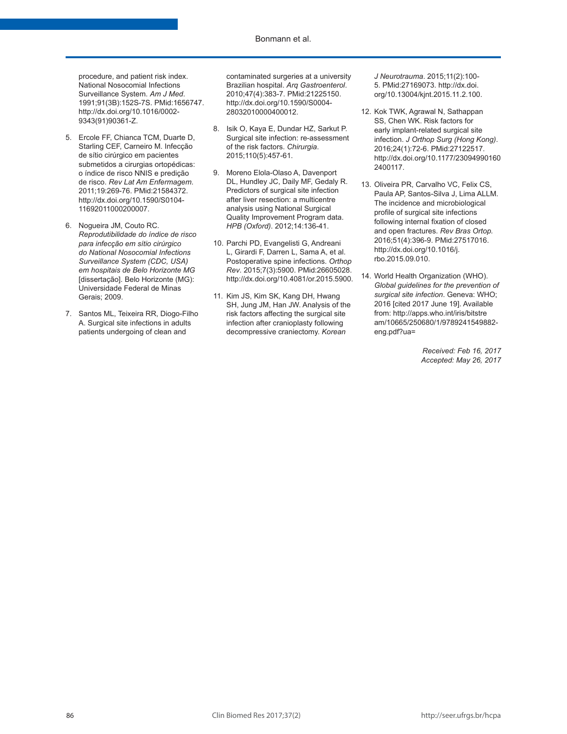procedure, and patient risk index. National Nosocomial Infections Surveillance System. *Am J Med*. 1991;91(3B):152S-7S. PMid:1656747. http://dx.doi.org/10.1016/0002-9343(91)90361-Z.

5. Ercole FF, Chianca TCM, Duarte D, Starling CEF, Carneiro M. Infecção de sítio cirúrgico em pacientes submetidos a cirurgias ortopédicas: o índice de risco NNIS e predição de risco. *Rev Lat Am Enfermagem*. 2011;19:269-76. PMid:21584372. http://dx.doi.org/10.1590/S0104-11692011000200007.

6. Nogueira JM, Couto RC. *Reprodutibilidade do índice de risco para infecção em sítio cirúrgico do National Nosocomial Infections Surveillance System (CDC, USA) em hospitais de Belo Horizonte MG* [dissertação]. Belo Horizonte (MG): Universidade Federal de Minas Gerais; 2009.

7. Santos ML, Teixeira RR, Diogo-Filho A. Surgical site infections in adults patients undergoing of clean and contaminated surgeries at a university Brazilian hospital. *Arq Gastroenterol*. 2010;47(4):383-7. PMid:21225150. http://dx.doi.org/10.1590/S0004-28032010000400012.

8. Isik O, Kaya E, Dundar HZ, Sarkut P. Surgical site infection: re-assessment of the risk factors. *Chirurgia*. 2015;110(5):457-61.

9. Moreno Elola-Olaso A, Davenport DL, Hundley JC, Daily MF, Gedaly R. Predictors of surgical site infection after liver resection: a multicentre analysis using National Surgical Quality Improvement Program data. *HPB (Oxford)*. 2012;14:136-41.

10. Parchi PD, Evangelisti G, Andreani L, Girardi F, Darren L, Sama A, et al. Postoperative spine infections. *Orthop Rev*. 2015;7(3):5900. PMid:26605028. http://dx.doi.org/10.4081/or.2015.5900.

11. Kim JS, Kim SK, Kang DH, Hwang SH, Jung JM, Han JW. Analysis of the risk factors affecting the surgical site infection after cranioplasty following decompressive craniectomy. *Korean J Neurotrauma*. 2015;11(2):100-5. PMid:27169073. http://dx.doi.org/10.13004/kjnt.2015.11.2.100.

12. Kok TWK, Agrawal N, Sathappan SS, Chen WK. Risk factors for early implant-related surgical site infection. *J Orthop Surg (Hong Kong)*. 2016;24(1):72-6. PMid:27122517. http://dx.doi.org/10.1177/230949901602400117.

13. Oliveira PR, Carvalho VC, Felix CS, Paula AP, Santos-Silva J, Lima ALLM. The incidence and microbiological profile of surgical site infections following internal fixation of closed and open fractures. *Rev Bras Ortop*. 2016;51(4):396-9. PMid:27517016. http://dx.doi.org/10.1016/j.rbo.2015.09.010.

14. World Health Organization (WHO). *Global guidelines for the prevention of surgical site infection*. Geneva: WHO; 2016 [cited 2017 June 19]. Available from: http://apps.who.int/iris/bitstream/10665/250680/1/9789241549882-eng.pdf?ua=

*Received: Feb 16, 2017*
*Accepted: May 26, 2017*